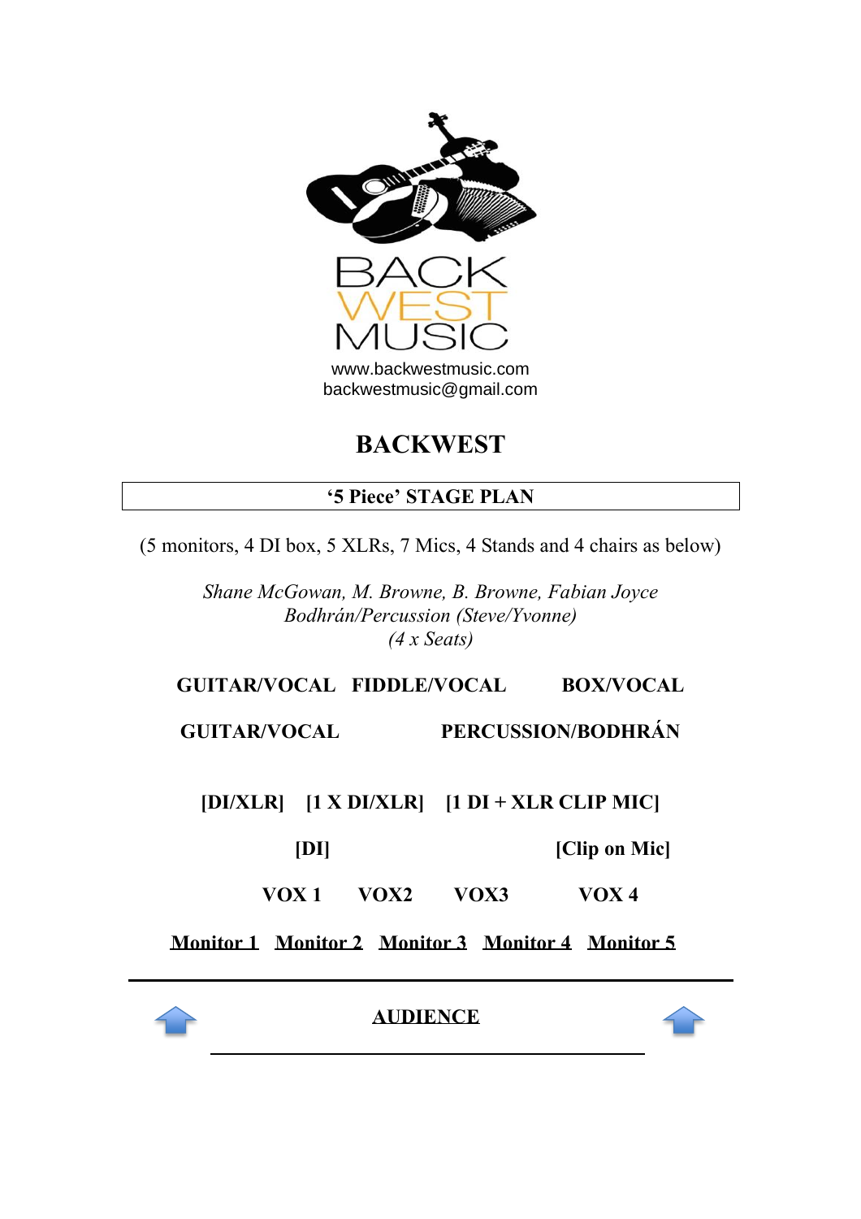BACK
WEST
MUSIC

www.backwestmusic.com
backwestmusic@gmail.com

# BACKWEST

## '5 Piece' STAGE PLAN

(5 monitors, 4 DI box, 5 XLRs, 7 Mics, 4 Stands and 4 chairs as below)

*Shane McGowan, M. Browne, B. Browne, Fabian Joyce*
*Bodhrán/Percussion (Steve/Yvonne)*
*(4 x Seats)*

**GUITAR/VOCAL FIDDLE/VOCAL BOX/VOCAL**

**GUITAR/VOCAL PERCUSSION/BODHRÁN**

**[DI/XLR] [1 X DI/XLR] [1 DI + XLR CLIP MIC]**

**[DI] [Clip on Mic]**

**VOX 1 VOX2 VOX3 VOX 4**

**<u>Monitor 1</u> <u>Monitor 2</u> <u>Monitor 3</u> <u>Monitor 4</u> <u>Monitor 5</u>**

---

**<u>AUDIENCE</u>**

---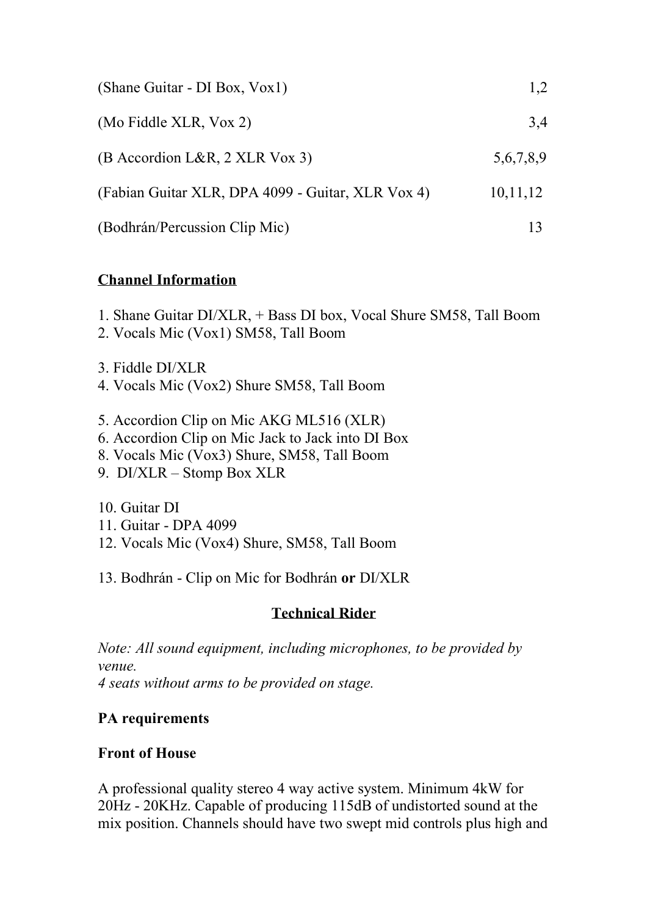| | |
|---|---|
| (Shane Guitar - DI Box, Vox1) | 1,2 |
| (Mo Fiddle XLR, Vox 2) | 3,4 |
| (B Accordion L&R, 2 XLR Vox 3) | 5,6,7,8,9 |
| (Fabian Guitar XLR, DPA 4099 - Guitar, XLR Vox 4) | 10,11,12 |
| (Bodhrán/Percussion Clip Mic) | 13 |

## Channel Information

1. Shane Guitar DI/XLR, + Bass DI box, Vocal Shure SM58, Tall Boom
2. Vocals Mic (Vox1) SM58, Tall Boom

3. Fiddle DI/XLR
4. Vocals Mic (Vox2) Shure SM58, Tall Boom

5. Accordion Clip on Mic AKG ML516 (XLR)
6. Accordion Clip on Mic Jack to Jack into DI Box
8. Vocals Mic (Vox3) Shure, SM58, Tall Boom
9. DI/XLR – Stomp Box XLR

10. Guitar DI
11. Guitar - DPA 4099
12. Vocals Mic (Vox4) Shure, SM58, Tall Boom

13. Bodhrán - Clip on Mic for Bodhrán **or** DI/XLR

## Technical Rider

*Note: All sound equipment, including microphones, to be provided by venue.*
*4 seats without arms to be provided on stage.*

### PA requirements

### Front of House

A professional quality stereo 4 way active system. Minimum 4kW for 20Hz - 20KHz. Capable of producing 115dB of undistorted sound at the mix position. Channels should have two swept mid controls plus high and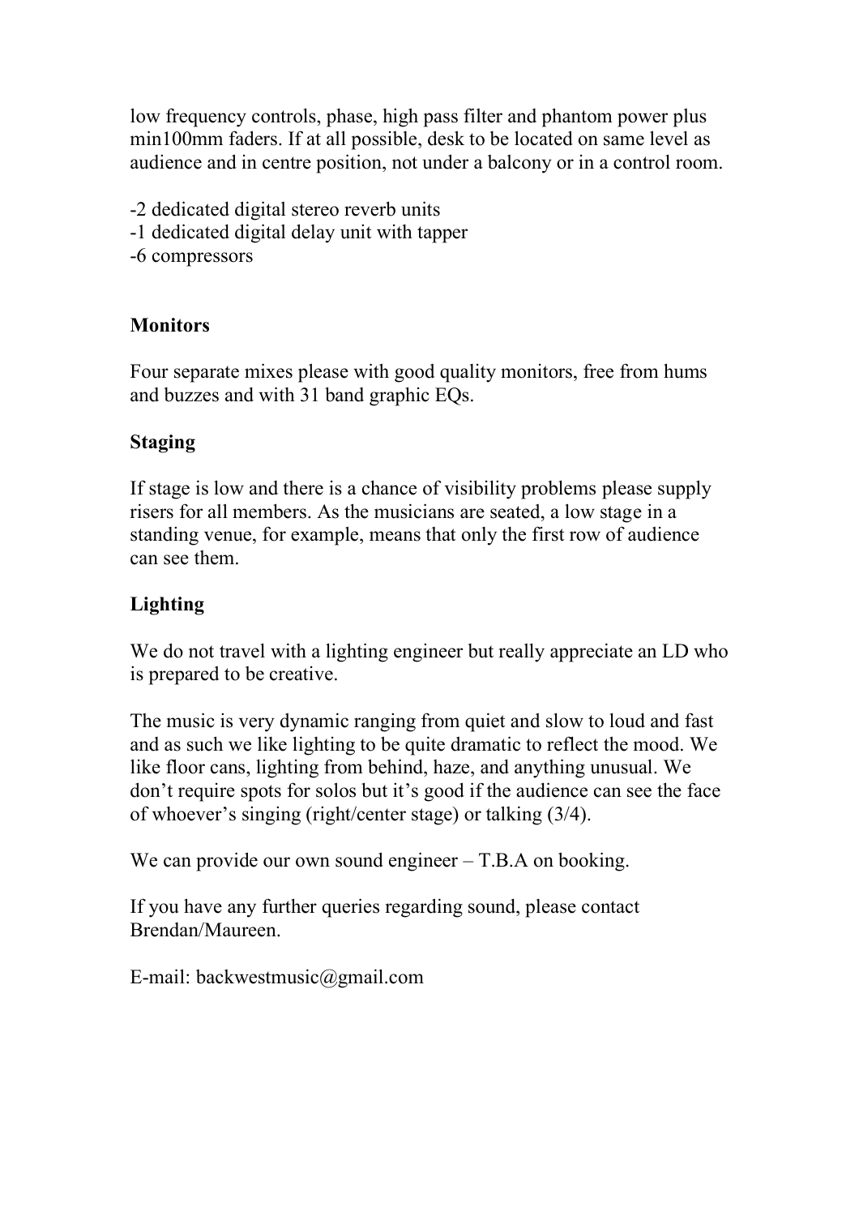low frequency controls, phase, high pass filter and phantom power plus min100mm faders. If at all possible, desk to be located on same level as audience and in centre position, not under a balcony or in a control room.

-2 dedicated digital stereo reverb units
-1 dedicated digital delay unit with tapper
-6 compressors

**Monitors**

Four separate mixes please with good quality monitors, free from hums and buzzes and with 31 band graphic EQs.

**Staging**

If stage is low and there is a chance of visibility problems please supply risers for all members. As the musicians are seated, a low stage in a standing venue, for example, means that only the first row of audience can see them.

**Lighting**

We do not travel with a lighting engineer but really appreciate an LD who is prepared to be creative.

The music is very dynamic ranging from quiet and slow to loud and fast and as such we like lighting to be quite dramatic to reflect the mood. We like floor cans, lighting from behind, haze, and anything unusual. We don't require spots for solos but it's good if the audience can see the face of whoever's singing (right/center stage) or talking (3/4).

We can provide our own sound engineer – T.B.A on booking.

If you have any further queries regarding sound, please contact Brendan/Maureen.

E-mail: backwestmusic@gmail.com